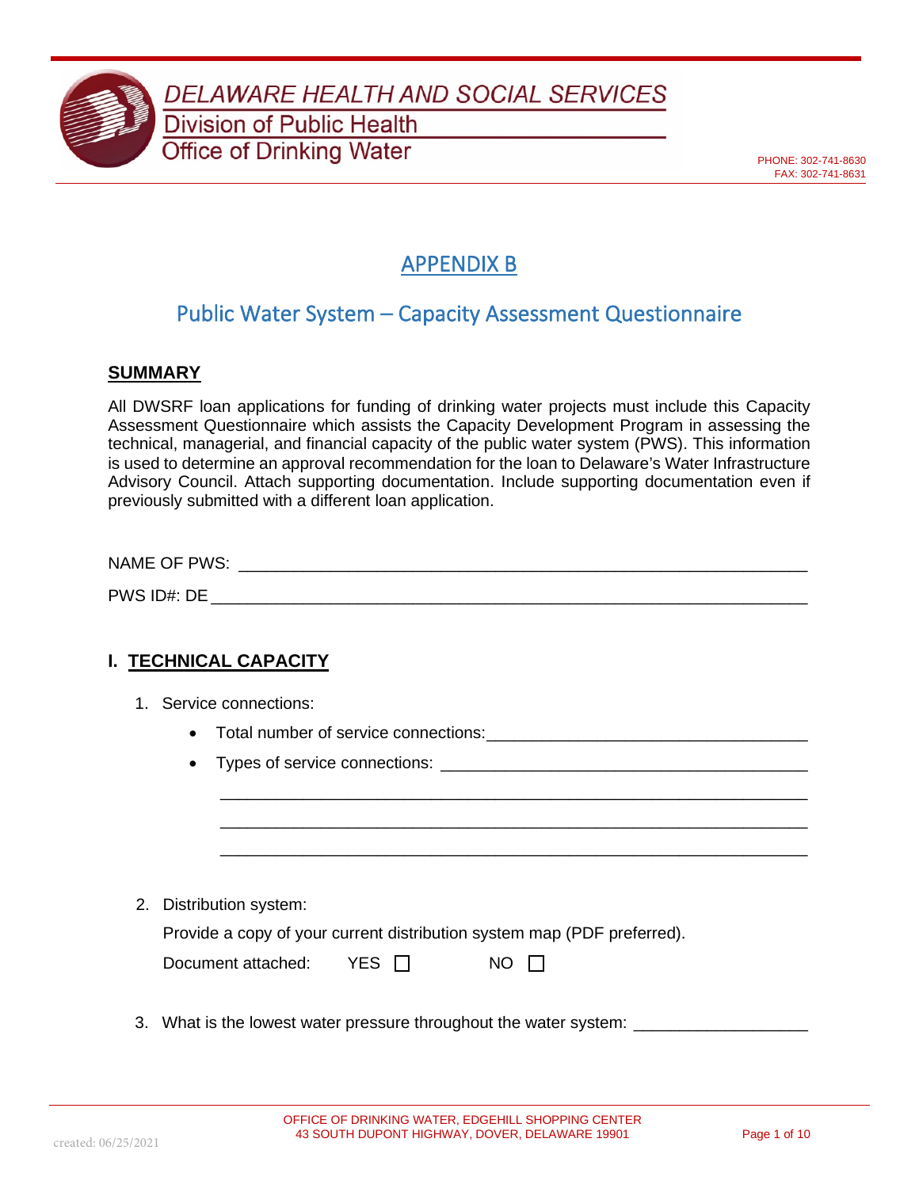DELAWARE HEALTH AND SOCIAL SERVICES
Division of Public Health
Office of Drinking Water

PHONE: 302-741-8630
FAX: 302-741-8631

# APPENDIX B

## Public Water System – Capacity Assessment Questionnaire

**SUMMARY**

All DWSRF loan applications for funding of drinking water projects must include this Capacity Assessment Questionnaire which assists the Capacity Development Program in assessing the technical, managerial, and financial capacity of the public water system (PWS). This information is used to determine an approval recommendation for the loan to Delaware's Water Infrastructure Advisory Council. Attach supporting documentation. Include supporting documentation even if previously submitted with a different loan application.

NAME OF PWS: ______________________________________________

PWS ID#: DE _______________________________________________

### I. TECHNICAL CAPACITY

1. Service connections:
   - Total number of service connections: ______________________________
   - Types of service connections: ___________________________________

     ___________________________________________________________

     ___________________________________________________________

     ___________________________________________________________

2. Distribution system:

   Provide a copy of your current distribution system map (PDF preferred).

   Document attached: YES ☐ NO ☐

3. What is the lowest water pressure throughout the water system: ________________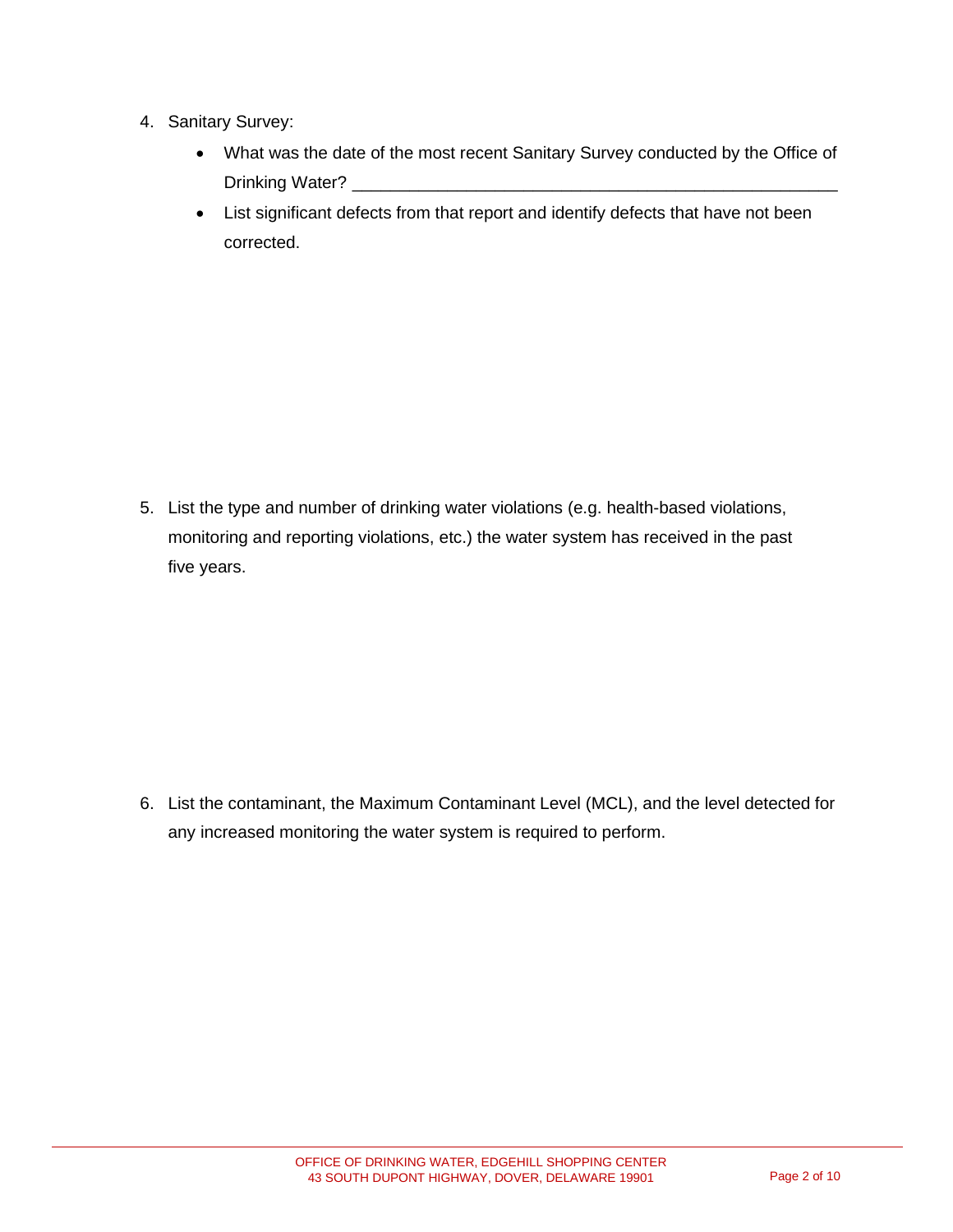4. Sanitary Survey:
   - What was the date of the most recent Sanitary Survey conducted by the Office of Drinking Water? ___________________________________________________
   - List significant defects from that report and identify defects that have not been corrected.

5. List the type and number of drinking water violations (e.g. health-based violations, monitoring and reporting violations, etc.) the water system has received in the past five years.

6. List the contaminant, the Maximum Contaminant Level (MCL), and the level detected for any increased monitoring the water system is required to perform.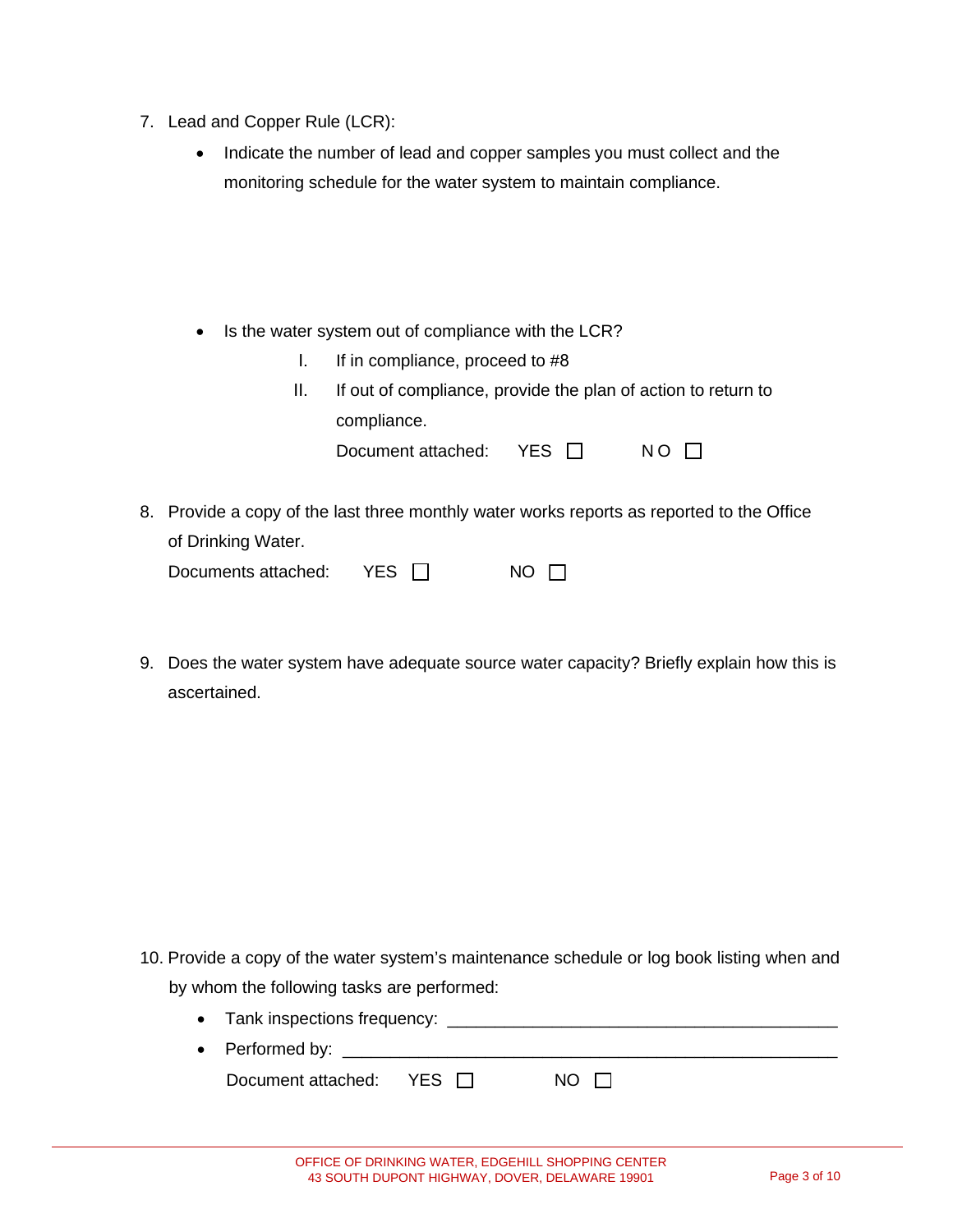7. Lead and Copper Rule (LCR):

   - Indicate the number of lead and copper samples you must collect and the monitoring schedule for the water system to maintain compliance.

   - Is the water system out of compliance with the LCR?

     I. If in compliance, proceed to #8

     II. If out of compliance, provide the plan of action to return to compliance.

     Document attached: YES ☐ NO ☐

8. Provide a copy of the last three monthly water works reports as reported to the Office of Drinking Water.

   Documents attached: YES ☐ NO ☐

9. Does the water system have adequate source water capacity? Briefly explain how this is ascertained.

10. Provide a copy of the water system's maintenance schedule or log book listing when and by whom the following tasks are performed:

    - Tank inspections frequency: ________________________________________
    - Performed by: ____________________________________________________

    Document attached: YES ☐ NO ☐

OFFICE OF DRINKING WATER, EDGEHILL SHOPPING CENTER
43 SOUTH DUPONT HIGHWAY, DOVER, DELAWARE 19901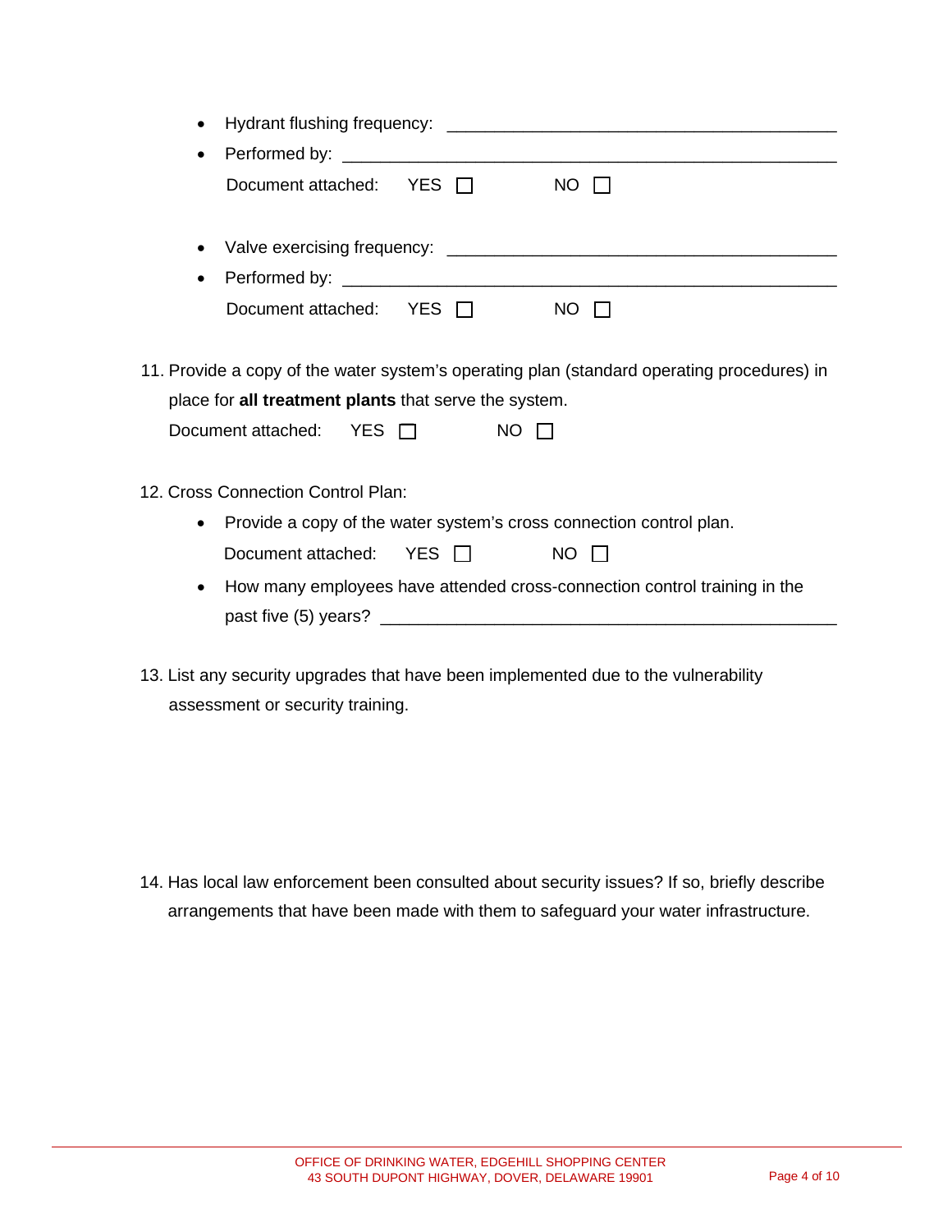- Hydrant flushing frequency: ________________________________________
- Performed by: ________________________________________

  Document attached: YES ☐ NO ☐

- Valve exercising frequency: ________________________________________
- Performed by: ________________________________________

  Document attached: YES ☐ NO ☐

11. Provide a copy of the water system's operating plan (standard operating procedures) in place for **all treatment plants** that serve the system.

    Document attached: YES ☐ NO ☐

12. Cross Connection Control Plan:
    - Provide a copy of the water system's cross connection control plan.

      Document attached: YES ☐ NO ☐

    - How many employees have attended cross-connection control training in the past five (5) years? ________________________________________

13. List any security upgrades that have been implemented due to the vulnerability assessment or security training.

14. Has local law enforcement been consulted about security issues? If so, briefly describe arrangements that have been made with them to safeguard your water infrastructure.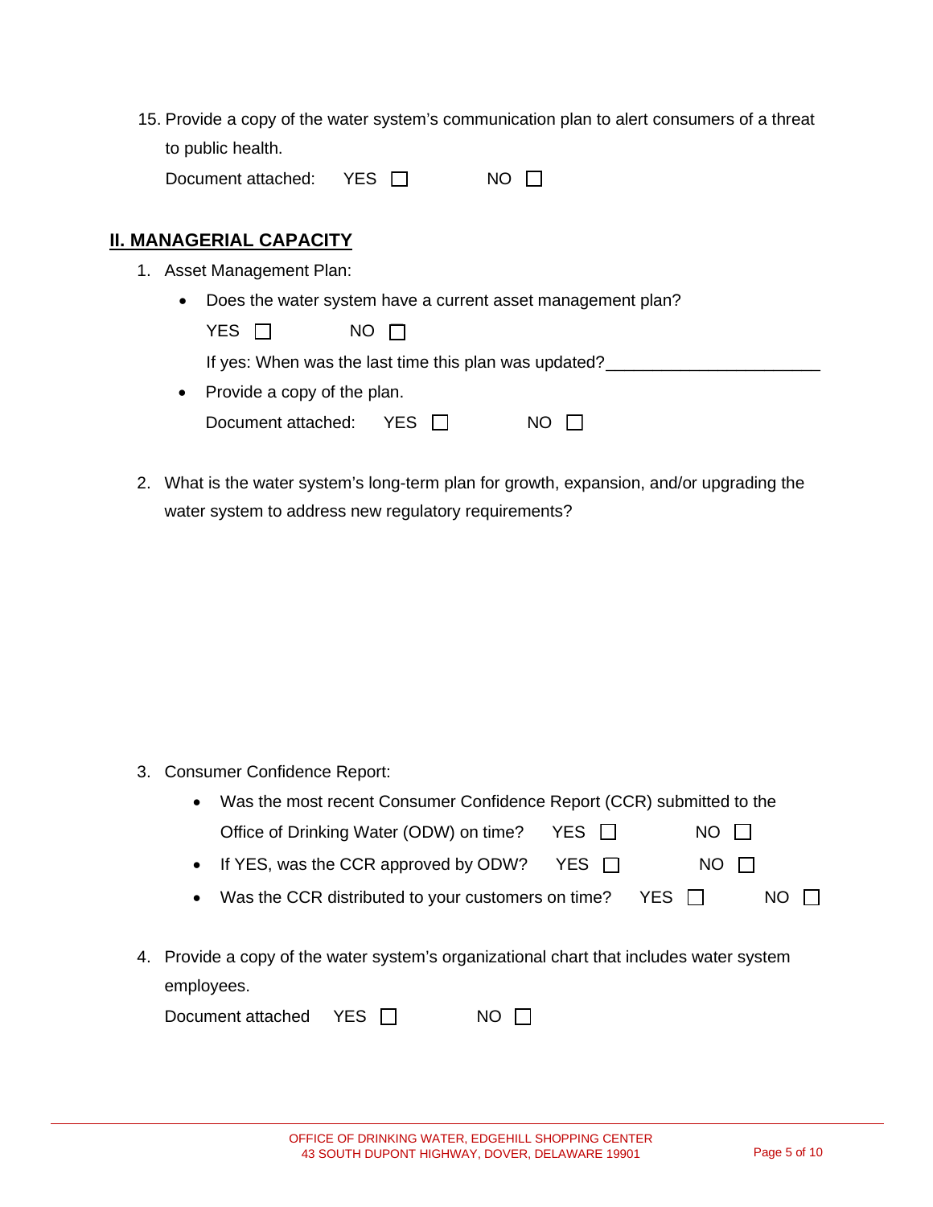15. Provide a copy of the water system's communication plan to alert consumers of a threat to public health.

    Document attached: YES ☐ NO ☐

## II. MANAGERIAL CAPACITY

1. Asset Management Plan:
    - Does the water system have a current asset management plan?

      YES ☐ NO ☐

      If yes: When was the last time this plan was updated?\_\_\_\_\_\_\_\_\_\_\_\_\_\_\_\_\_\_\_\_\_\_
    - Provide a copy of the plan.

      Document attached: YES ☐ NO ☐

2. What is the water system's long-term plan for growth, expansion, and/or upgrading the water system to address new regulatory requirements?

3. Consumer Confidence Report:
    - Was the most recent Consumer Confidence Report (CCR) submitted to the Office of Drinking Water (ODW) on time? YES ☐ NO ☐
    - If YES, was the CCR approved by ODW? YES ☐ NO ☐
    - Was the CCR distributed to your customers on time? YES ☐ NO ☐

4. Provide a copy of the water system's organizational chart that includes water system employees.

    Document attached YES ☐ NO ☐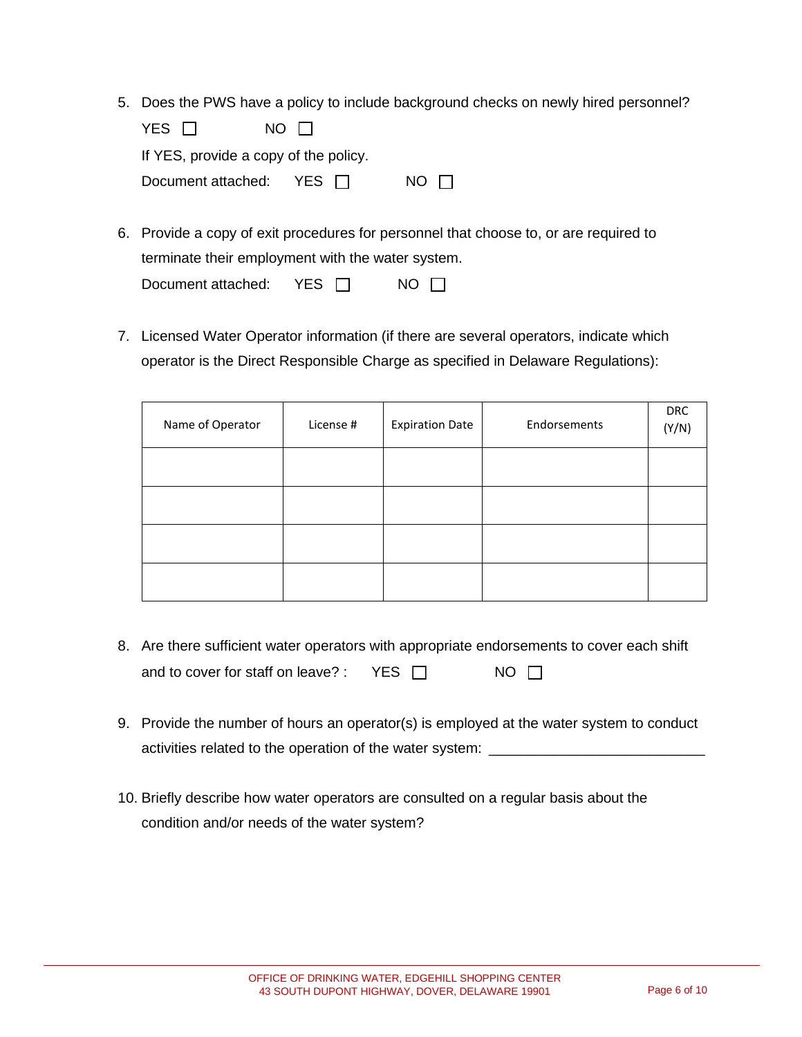5. Does the PWS have a policy to include background checks on newly hired personnel?

   YES ☐ NO ☐

   If YES, provide a copy of the policy.

   Document attached: YES ☐ NO ☐

6. Provide a copy of exit procedures for personnel that choose to, or are required to terminate their employment with the water system.

   Document attached: YES ☐ NO ☐

7. Licensed Water Operator information (if there are several operators, indicate which operator is the Direct Responsible Charge as specified in Delaware Regulations):

| Name of Operator | License # | Expiration Date | Endorsements | DRC (Y/N) |
|---|---|---|---|---|
| | | | | |
| | | | | |
| | | | | |
| | | | | |

8. Are there sufficient water operators with appropriate endorsements to cover each shift and to cover for staff on leave? : YES ☐ NO ☐

9. Provide the number of hours an operator(s) is employed at the water system to conduct activities related to the operation of the water system: ___________________________

10. Briefly describe how water operators are consulted on a regular basis about the condition and/or needs of the water system?

OFFICE OF DRINKING WATER, EDGEHILL SHOPPING CENTER
43 SOUTH DUPONT HIGHWAY, DOVER, DELAWARE 19901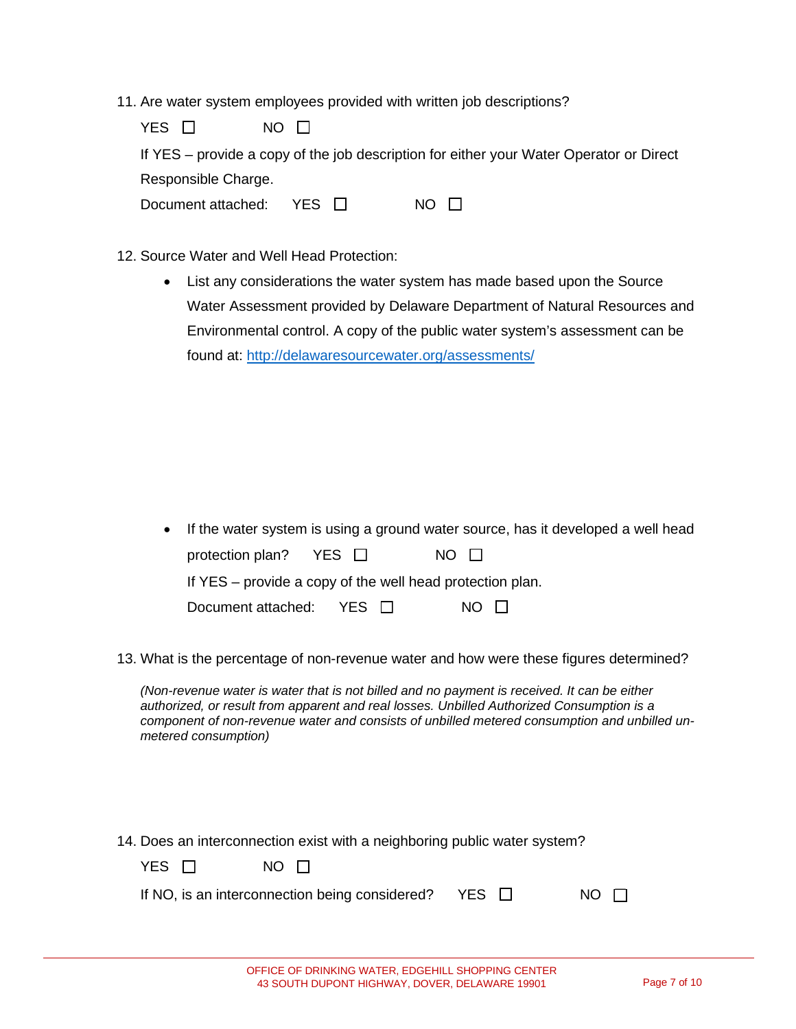11. Are water system employees provided with written job descriptions?

    YES ☐ NO ☐

    If YES – provide a copy of the job description for either your Water Operator or Direct Responsible Charge.

    Document attached: YES ☐ NO ☐

12. Source Water and Well Head Protection:

    - List any considerations the water system has made based upon the Source Water Assessment provided by Delaware Department of Natural Resources and Environmental control. A copy of the public water system's assessment can be found at: [http://delawaresourcewater.org/assessments/](http://delawaresourcewater.org/assessments/)

    - If the water system is using a ground water source, has it developed a well head protection plan? YES ☐ NO ☐

      If YES – provide a copy of the well head protection plan.

      Document attached: YES ☐ NO ☐

13. What is the percentage of non-revenue water and how were these figures determined?

    *(Non-revenue water is water that is not billed and no payment is received. It can be either authorized, or result from apparent and real losses. Unbilled Authorized Consumption is a component of non-revenue water and consists of unbilled metered consumption and unbilled un-metered consumption)*

14. Does an interconnection exist with a neighboring public water system?

    YES ☐ NO ☐

    If NO, is an interconnection being considered? YES ☐ NO ☐

OFFICE OF DRINKING WATER, EDGEHILL SHOPPING CENTER
43 SOUTH DUPONT HIGHWAY, DOVER, DELAWARE 19901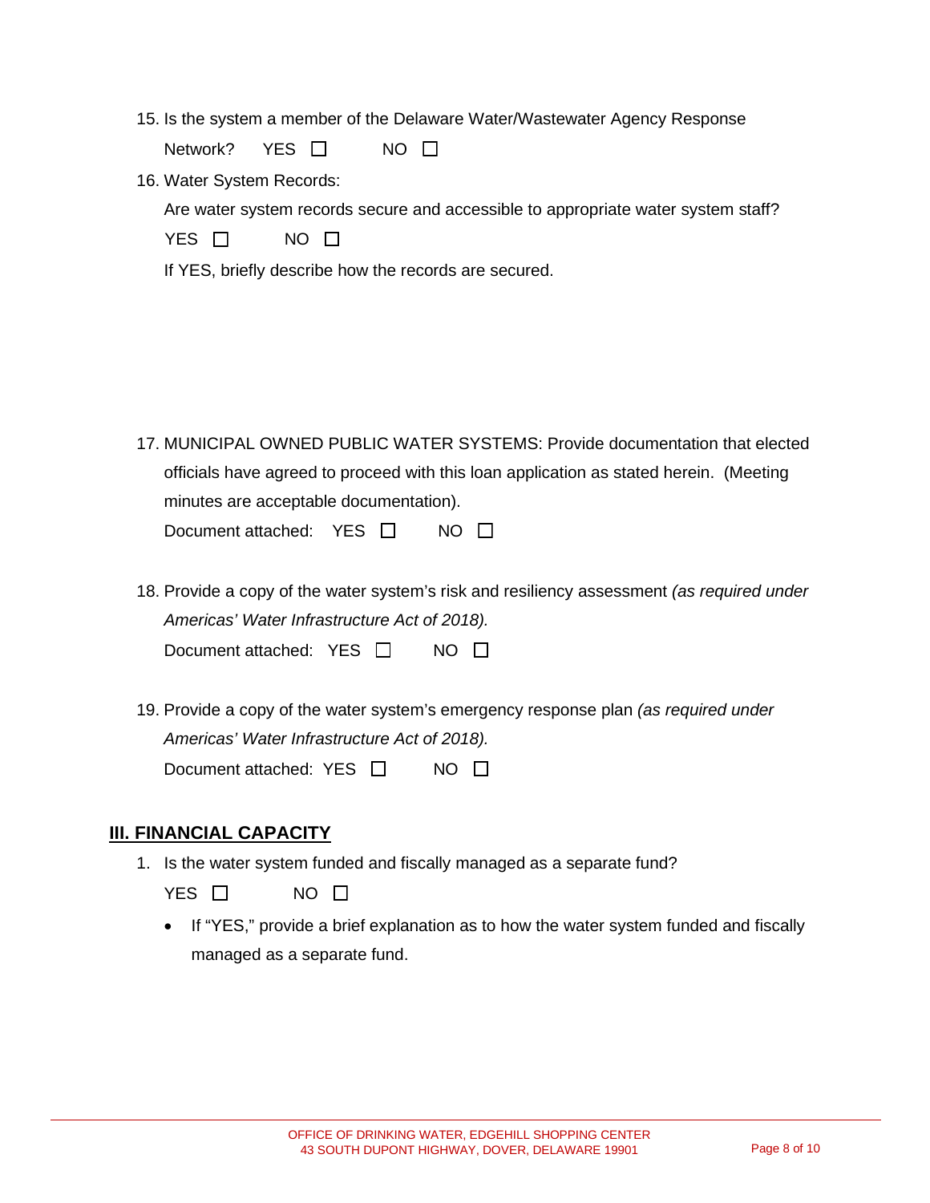15. Is the system a member of the Delaware Water/Wastewater Agency Response Network? YES ☐ NO ☐

16. Water System Records:

    Are water system records secure and accessible to appropriate water system staff?

    YES ☐ NO ☐

    If YES, briefly describe how the records are secured.

17. MUNICIPAL OWNED PUBLIC WATER SYSTEMS: Provide documentation that elected officials have agreed to proceed with this loan application as stated herein. (Meeting minutes are acceptable documentation).

    Document attached: YES ☐ NO ☐

18. Provide a copy of the water system's risk and resiliency assessment *(as required under Americas' Water Infrastructure Act of 2018).*

    Document attached: YES ☐ NO ☐

19. Provide a copy of the water system's emergency response plan *(as required under Americas' Water Infrastructure Act of 2018).*

    Document attached: YES ☐ NO ☐

## III. FINANCIAL CAPACITY

1. Is the water system funded and fiscally managed as a separate fund?

   YES ☐ NO ☐

   - If "YES," provide a brief explanation as to how the water system funded and fiscally managed as a separate fund.

OFFICE OF DRINKING WATER, EDGEHILL SHOPPING CENTER
43 SOUTH DUPONT HIGHWAY, DOVER, DELAWARE 19901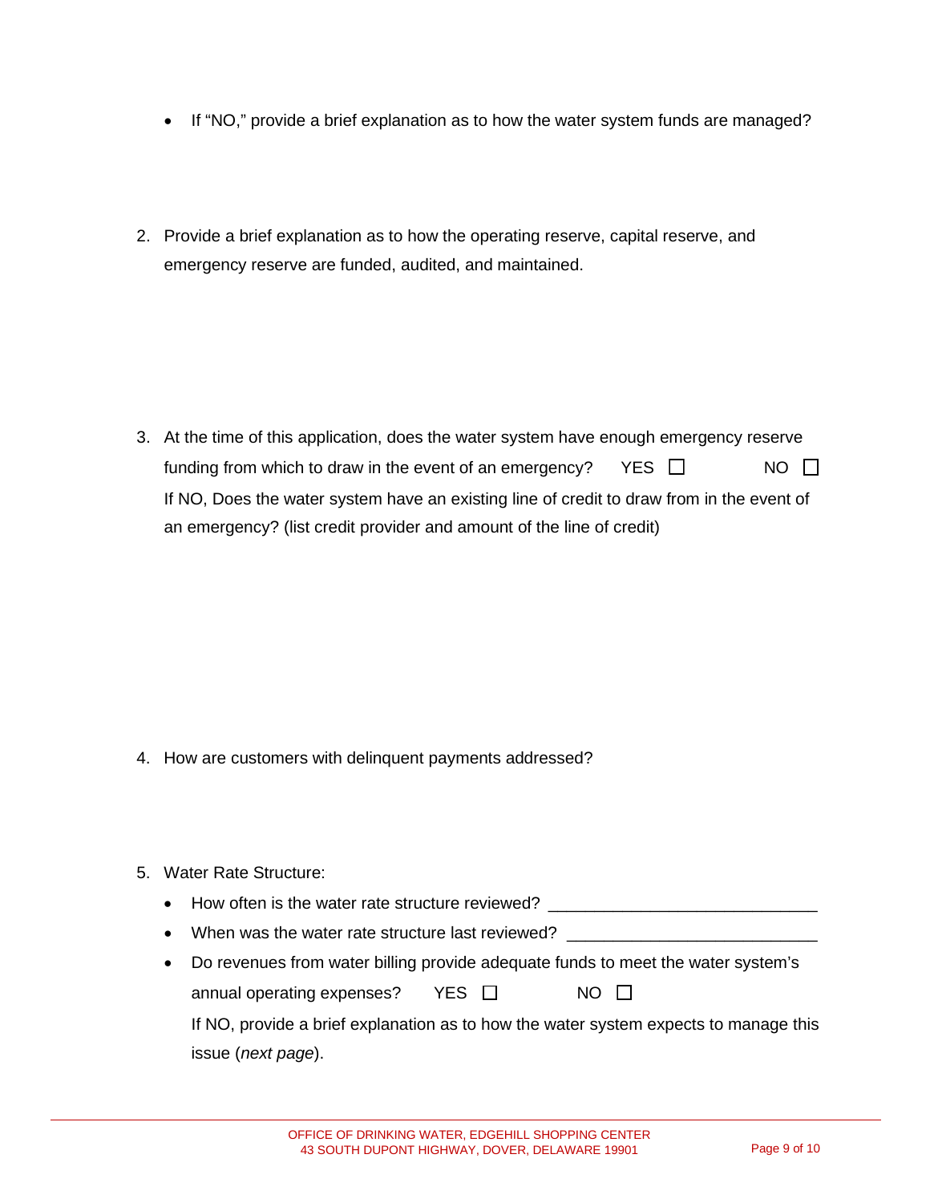- If "NO," provide a brief explanation as to how the water system funds are managed?

2. Provide a brief explanation as to how the operating reserve, capital reserve, and emergency reserve are funded, audited, and maintained.

3. At the time of this application, does the water system have enough emergency reserve funding from which to draw in the event of an emergency? YES ☐ NO ☐

   If NO, Does the water system have an existing line of credit to draw from in the event of an emergency? (list credit provider and amount of the line of credit)

4. How are customers with delinquent payments addressed?

5. Water Rate Structure:
   - How often is the water rate structure reviewed? ____________________________
   - When was the water rate structure last reviewed? ___________________________
   - Do revenues from water billing provide adequate funds to meet the water system's annual operating expenses? YES ☐ NO ☐

     If NO, provide a brief explanation as to how the water system expects to manage this issue (*next page*).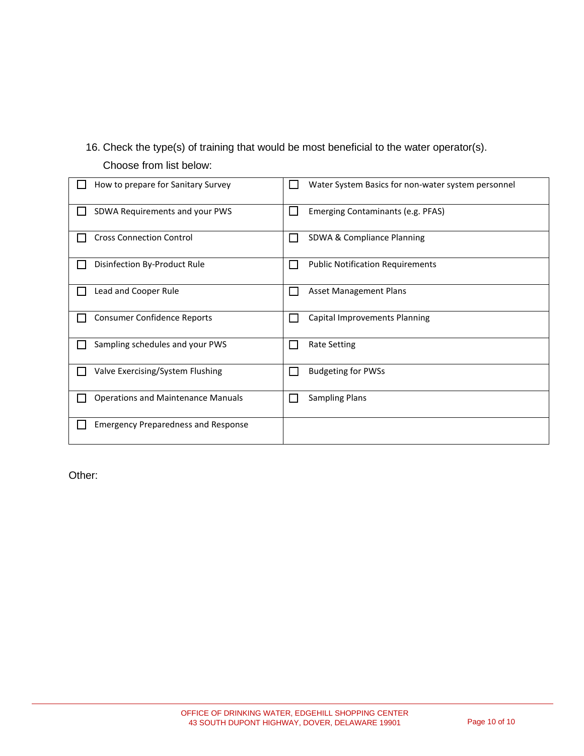16. Check the type(s) of training that would be most beneficial to the water operator(s).
    Choose from list below:

| | |
|---|---|
| ☐ How to prepare for Sanitary Survey | ☐ Water System Basics for non-water system personnel |
| ☐ SDWA Requirements and your PWS | ☐ Emerging Contaminants (e.g. PFAS) |
| ☐ Cross Connection Control | ☐ SDWA & Compliance Planning |
| ☐ Disinfection By-Product Rule | ☐ Public Notification Requirements |
| ☐ Lead and Cooper Rule | ☐ Asset Management Plans |
| ☐ Consumer Confidence Reports | ☐ Capital Improvements Planning |
| ☐ Sampling schedules and your PWS | ☐ Rate Setting |
| ☐ Valve Exercising/System Flushing | ☐ Budgeting for PWSs |
| ☐ Operations and Maintenance Manuals | ☐ Sampling Plans |
| ☐ Emergency Preparedness and Response | |

Other:

OFFICE OF DRINKING WATER, EDGEHILL SHOPPING CENTER
43 SOUTH DUPONT HIGHWAY, DOVER, DELAWARE 19901